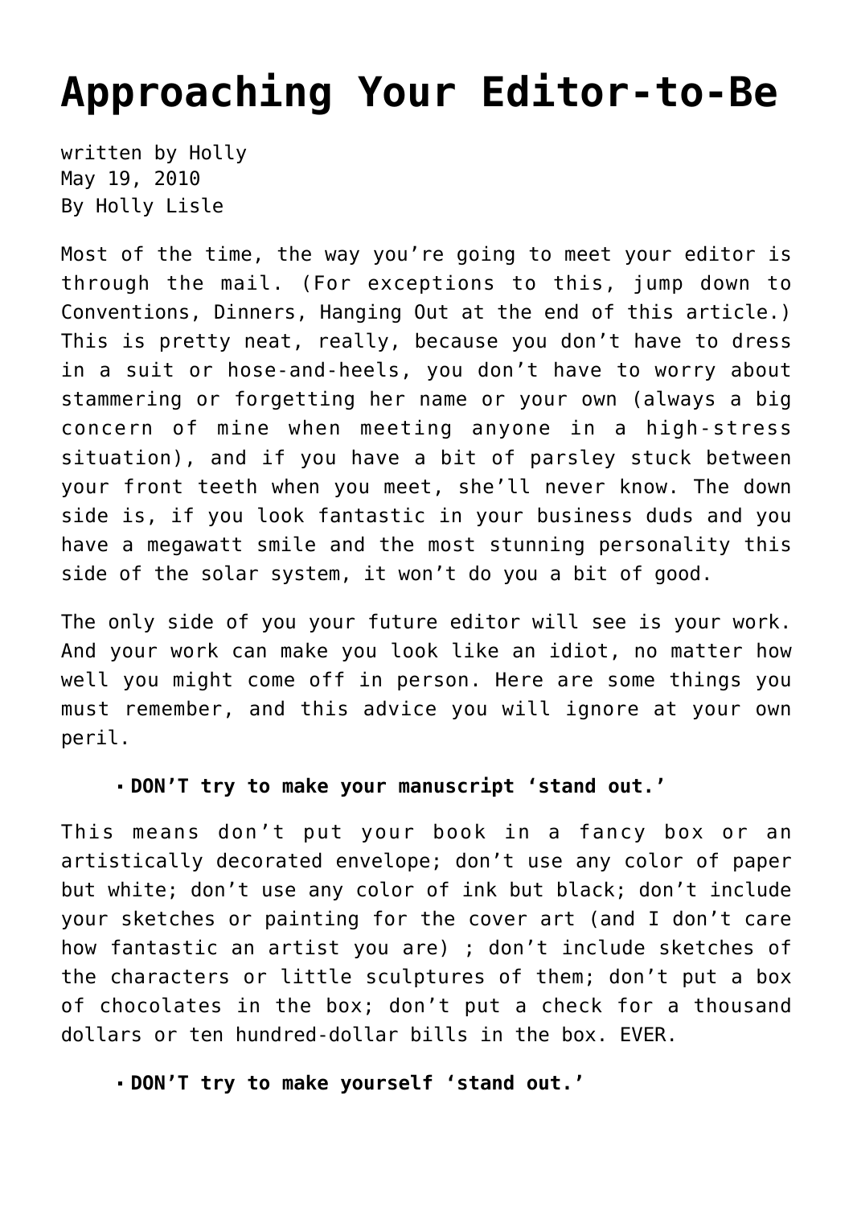# Approaching Your Editor-to-Be

written by Holly
May 19, 2010
By Holly Lisle

Most of the time, the way you're going to meet your editor is through the mail. (For exceptions to this, jump down to Conventions, Dinners, Hanging Out at the end of this article.) This is pretty neat, really, because you don't have to dress in a suit or hose-and-heels, you don't have to worry about stammering or forgetting her name or your own (always a big concern of mine when meeting anyone in a high-stress situation), and if you have a bit of parsley stuck between your front teeth when you meet, she'll never know. The down side is, if you look fantastic in your business duds and you have a megawatt smile and the most stunning personality this side of the solar system, it won't do you a bit of good.

The only side of you your future editor will see is your work. And your work can make you look like an idiot, no matter how well you might come off in person. Here are some things you must remember, and this advice you will ignore at your own peril.

- **DON'T try to make your manuscript 'stand out.'**

This means don't put your book in a fancy box or an artistically decorated envelope; don't use any color of paper but white; don't use any color of ink but black; don't include your sketches or painting for the cover art (and I don't care how fantastic an artist you are) ; don't include sketches of the characters or little sculptures of them; don't put a box of chocolates in the box; don't put a check for a thousand dollars or ten hundred-dollar bills in the box. EVER.

- **DON'T try to make yourself 'stand out.'**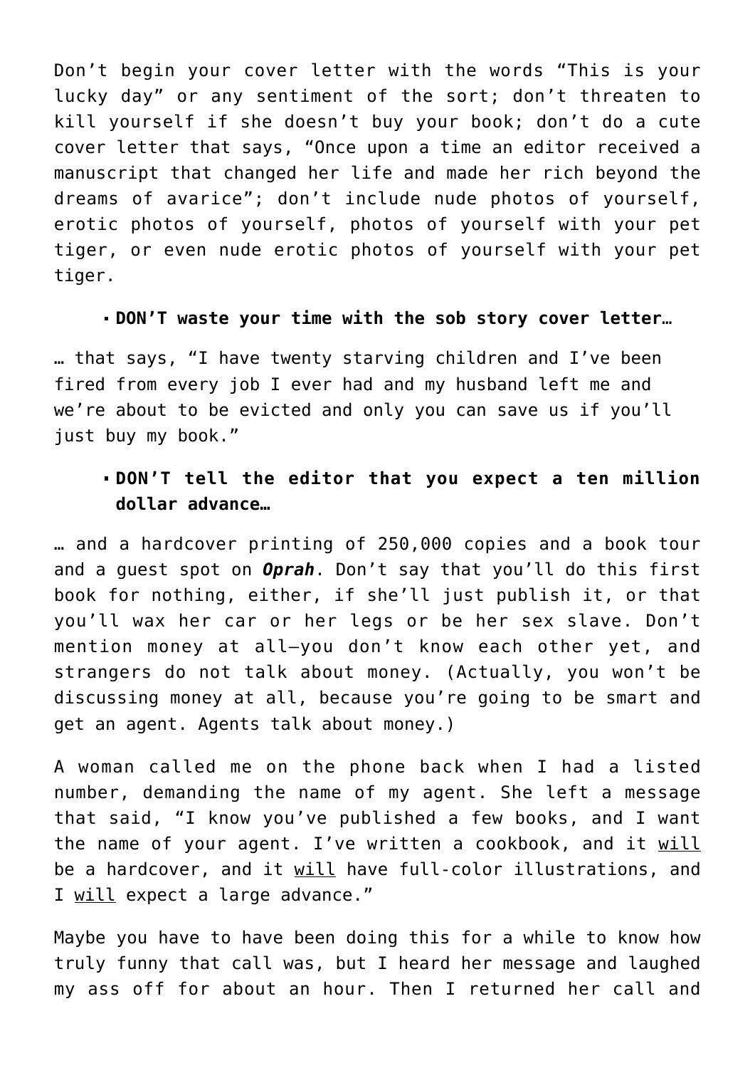Don't begin your cover letter with the words "This is your lucky day" or any sentiment of the sort; don't threaten to kill yourself if she doesn't buy your book; don't do a cute cover letter that says, "Once upon a time an editor received a manuscript that changed her life and made her rich beyond the dreams of avarice"; don't include nude photos of yourself, erotic photos of yourself, photos of yourself with your pet tiger, or even nude erotic photos of yourself with your pet tiger.

- **DON'T waste your time with the sob story cover letter…**

… that says, "I have twenty starving children and I've been fired from every job I ever had and my husband left me and we're about to be evicted and only you can save us if you'll just buy my book."

- **DON'T tell the editor that you expect a ten million dollar advance…**

… and a hardcover printing of 250,000 copies and a book tour and a guest spot on ***Oprah***. Don't say that you'll do this first book for nothing, either, if she'll just publish it, or that you'll wax her car or her legs or be her sex slave. Don't mention money at all—you don't know each other yet, and strangers do not talk about money. (Actually, you won't be discussing money at all, because you're going to be smart and get an agent. Agents talk about money.)

A woman called me on the phone back when I had a listed number, demanding the name of my agent. She left a message that said, "I know you've published a few books, and I want the name of your agent. I've written a cookbook, and it <u>will</u> be a hardcover, and it <u>will</u> have full-color illustrations, and I <u>will</u> expect a large advance."

Maybe you have to have been doing this for a while to know how truly funny that call was, but I heard her message and laughed my ass off for about an hour. Then I returned her call and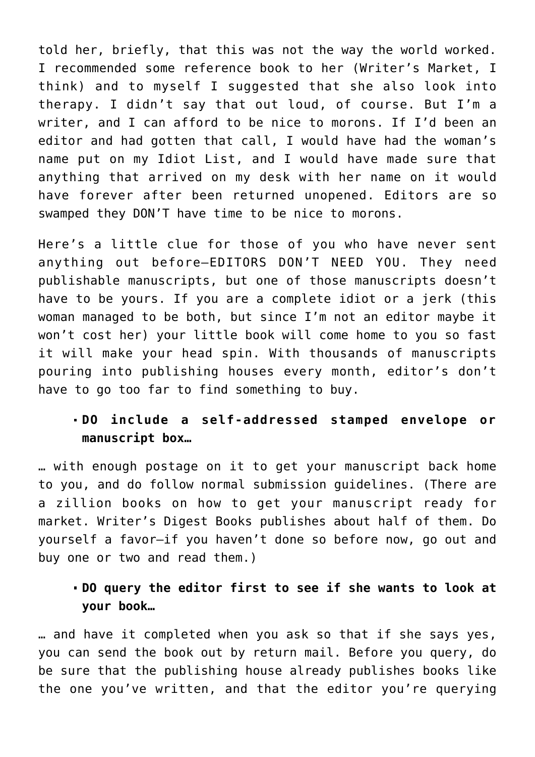told her, briefly, that this was not the way the world worked. I recommended some reference book to her (Writer's Market, I think) and to myself I suggested that she also look into therapy. I didn't say that out loud, of course. But I'm a writer, and I can afford to be nice to morons. If I'd been an editor and had gotten that call, I would have had the woman's name put on my Idiot List, and I would have made sure that anything that arrived on my desk with her name on it would have forever after been returned unopened. Editors are so swamped they DON'T have time to be nice to morons.

Here's a little clue for those of you who have never sent anything out before—EDITORS DON'T NEED YOU. They need publishable manuscripts, but one of those manuscripts doesn't have to be yours. If you are a complete idiot or a jerk (this woman managed to be both, but since I'm not an editor maybe it won't cost her) your little book will come home to you so fast it will make your head spin. With thousands of manuscripts pouring into publishing houses every month, editor's don't have to go too far to find something to buy.

- **DO include a self-addressed stamped envelope or manuscript box…**

… with enough postage on it to get your manuscript back home to you, and do follow normal submission guidelines. (There are a zillion books on how to get your manuscript ready for market. Writer's Digest Books publishes about half of them. Do yourself a favor—if you haven't done so before now, go out and buy one or two and read them.)

- **DO query the editor first to see if she wants to look at your book…**

… and have it completed when you ask so that if she says yes, you can send the book out by return mail. Before you query, do be sure that the publishing house already publishes books like the one you've written, and that the editor you're querying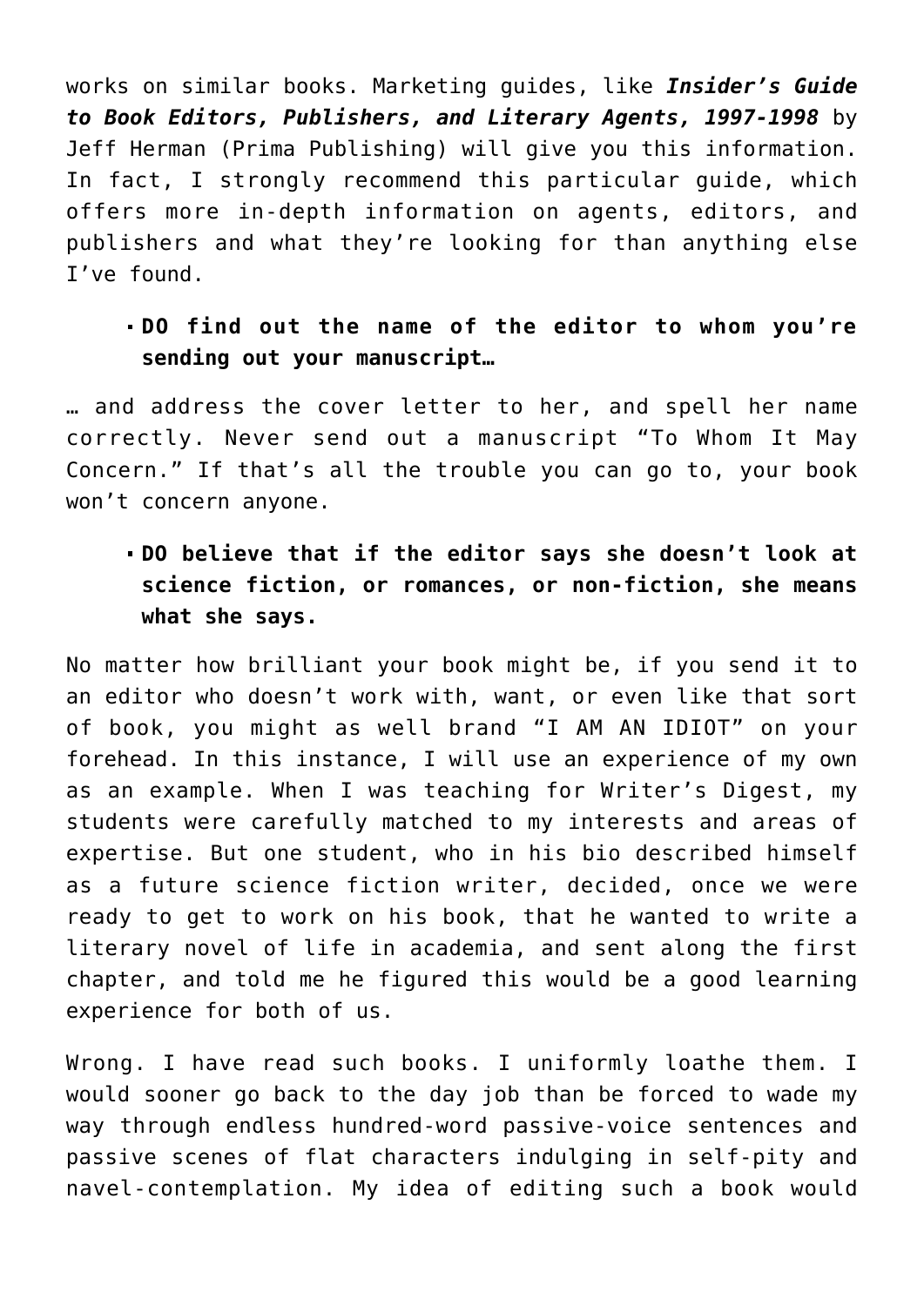works on similar books. Marketing guides, like ***Insider's Guide to Book Editors, Publishers, and Literary Agents, 1997-1998*** by Jeff Herman (Prima Publishing) will give you this information. In fact, I strongly recommend this particular guide, which offers more in-depth information on agents, editors, and publishers and what they're looking for than anything else I've found.

- **DO find out the name of the editor to whom you're sending out your manuscript…**

… and address the cover letter to her, and spell her name correctly. Never send out a manuscript "To Whom It May Concern." If that's all the trouble you can go to, your book won't concern anyone.

- **DO believe that if the editor says she doesn't look at science fiction, or romances, or non-fiction, she means what she says.**

No matter how brilliant your book might be, if you send it to an editor who doesn't work with, want, or even like that sort of book, you might as well brand "I AM AN IDIOT" on your forehead. In this instance, I will use an experience of my own as an example. When I was teaching for Writer's Digest, my students were carefully matched to my interests and areas of expertise. But one student, who in his bio described himself as a future science fiction writer, decided, once we were ready to get to work on his book, that he wanted to write a literary novel of life in academia, and sent along the first chapter, and told me he figured this would be a good learning experience for both of us.

Wrong. I have read such books. I uniformly loathe them. I would sooner go back to the day job than be forced to wade my way through endless hundred-word passive-voice sentences and passive scenes of flat characters indulging in self-pity and navel-contemplation. My idea of editing such a book would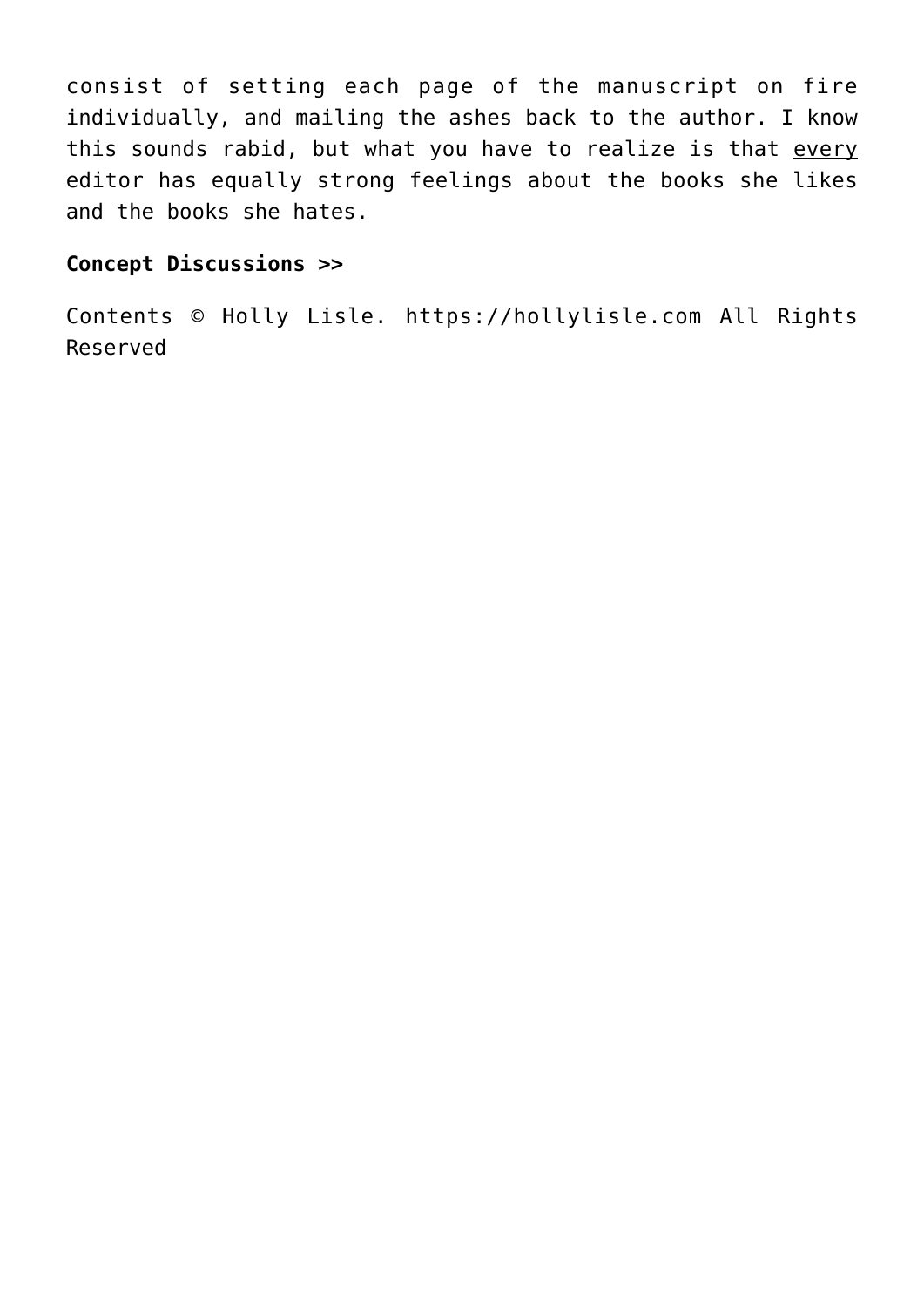consist of setting each page of the manuscript on fire individually, and mailing the ashes back to the author. I know this sounds rabid, but what you have to realize is that <u>every</u> editor has equally strong feelings about the books she likes and the books she hates.

**Concept Discussions >>**

Contents © Holly Lisle. https://hollylisle.com All Rights Reserved